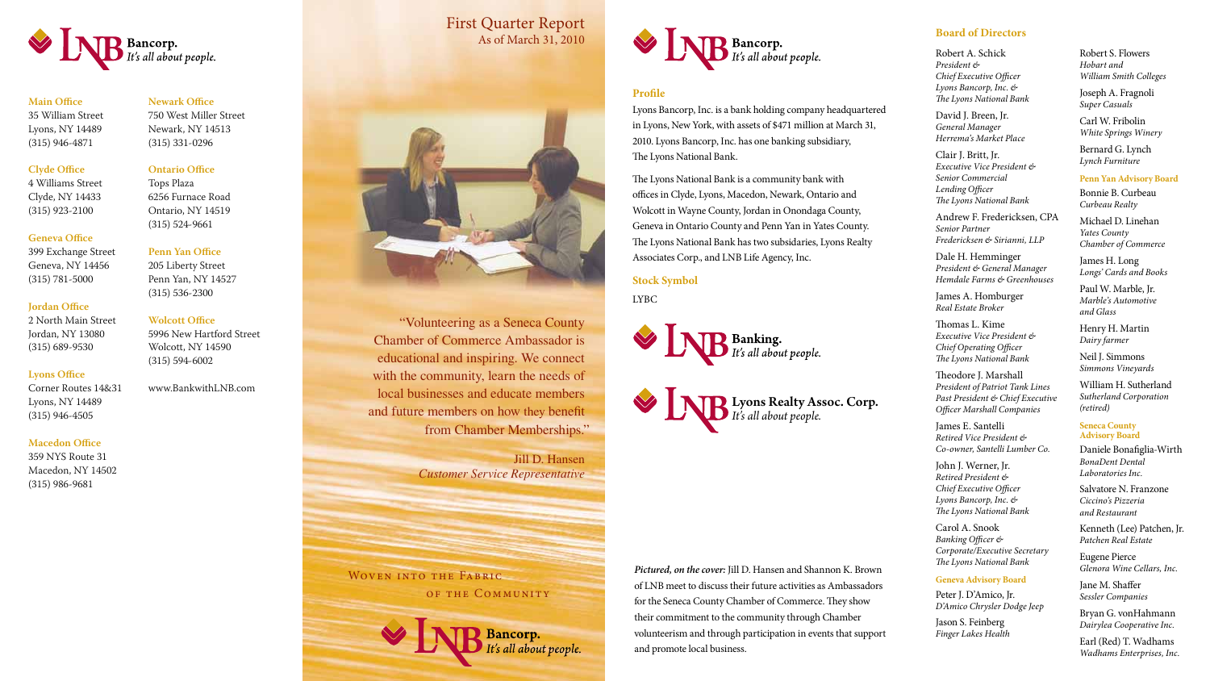**LNB Bancorp.** *It's all about people.*

**Main Office**
35 William Street
Lyons, NY 14489
(315) 946-4871

**Clyde Office**
4 Williams Street
Clyde, NY 14433
(315) 923-2100

**Geneva Office**
399 Exchange Street
Geneva, NY 14456
(315) 781-5000

**Jordan Office**
2 North Main Street
Jordan, NY 13080
(315) 689-9530

**Lyons Office**
Corner Routes 14&31
Lyons, NY 14489
(315) 946-4505

**Macedon Office**
359 NYS Route 31
Macedon, NY 14502
(315) 986-9681

**Newark Office**
750 West Miller Street
Newark, NY 14513
(315) 331-0296

**Ontario Office**
Tops Plaza
6256 Furnace Road
Ontario, NY 14519
(315) 524-9661

**Penn Yan Office**
205 Liberty Street
Penn Yan, NY 14527
(315) 536-2300

**Wolcott Office**
5996 New Hartford Street
Wolcott, NY 14590
(315) 594-6002

www.BankwithLNB.com

# First Quarter Report
As of March 31, 2010

"Volunteering as a Seneca County Chamber of Commerce Ambassador is educational and inspiring. We connect with the community, learn the needs of local businesses and educate members and future members on how they benefit from Chamber Memberships."

Jill D. Hansen
*Customer Service Representative*

WOVEN INTO THE FABRIC OF THE COMMUNITY

**LNB Bancorp.** *It's all about people.*

**LNB Bancorp.** *It's all about people.*

## Profile

Lyons Bancorp, Inc. is a bank holding company headquartered in Lyons, New York, with assets of $471 million at March 31, 2010. Lyons Bancorp, Inc. has one banking subsidiary, The Lyons National Bank.

The Lyons National Bank is a community bank with offices in Clyde, Lyons, Macedon, Newark, Ontario and Wolcott in Wayne County, Jordan in Onondaga County, Geneva in Ontario County and Penn Yan in Yates County. The Lyons National Bank has two subsidiaries, Lyons Realty Associates Corp., and LNB Life Agency, Inc.

## Stock Symbol

LYBC

**LNB Banking.** *It's all about people.*

**LNB Lyons Realty Assoc. Corp.** *It's all about people.*

***Pictured, on the cover:*** Jill D. Hansen and Shannon K. Brown of LNB meet to discuss their future activities as Ambassadors for the Seneca County Chamber of Commerce. They show their commitment to the community through Chamber volunteerism and through participation in events that support and promote local business.

## Board of Directors

Robert A. Schick
*President & Chief Executive Officer Lyons Bancorp, Inc. & The Lyons National Bank*

David J. Breen, Jr.
*General Manager Herrema's Market Place*

Clair J. Britt, Jr.
*Executive Vice President & Senior Commercial Lending Officer The Lyons National Bank*

Andrew F. Fredericksen, CPA
*Senior Partner Fredericksen & Sirianni, LLP*

Dale H. Hemminger
*President & General Manager Hemdale Farms & Greenhouses*

James A. Homburger
*Real Estate Broker*

Thomas L. Kime
*Executive Vice President & Chief Operating Officer The Lyons National Bank*

Theodore J. Marshall
*President of Patriot Tank Lines Past President & Chief Executive Officer Marshall Companies*

James E. Santelli
*Retired Vice President & Co-owner, Santelli Lumber Co.*

John J. Werner, Jr.
*Retired President & Chief Executive Officer Lyons Bancorp, Inc. & The Lyons National Bank*

Carol A. Snook
*Banking Officer & Corporate/Executive Secretary The Lyons National Bank*

### Geneva Advisory Board

Peter J. D'Amico, Jr.
*D'Amico Chrysler Dodge Jeep*

Jason S. Feinberg
*Finger Lakes Health*

Robert S. Flowers
*Hobart and William Smith Colleges*

Joseph A. Fragnoli
*Super Casuals*

Carl W. Fribolin
*White Springs Winery*

Bernard G. Lynch
*Lynch Furniture*

### Penn Yan Advisory Board

Bonnie B. Curbeau
*Curbeau Realty*

Michael D. Linehan
*Yates County Chamber of Commerce*

James H. Long
*Longs' Cards and Books*

Paul W. Marble, Jr.
*Marble's Automotive and Glass*

Henry H. Martin
*Dairy farmer*

Neil J. Simmons
*Simmons Vineyards*

William H. Sutherland
*Sutherland Corporation (retired)*

### Seneca County Advisory Board

Daniele Bonafiglia-Wirth
*BonaDent Dental Laboratories Inc.*

Salvatore N. Franzone
*Ciccino's Pizzeria and Restaurant*

Kenneth (Lee) Patchen, Jr.
*Patchen Real Estate*

Eugene Pierce
*Glenora Wine Cellars, Inc.*

Jane M. Shaffer
*Sessler Companies*

Bryan G. vonHahmann
*Dairylea Cooperative Inc.*

Earl (Red) T. Wadhams
*Wadhams Enterprises, Inc.*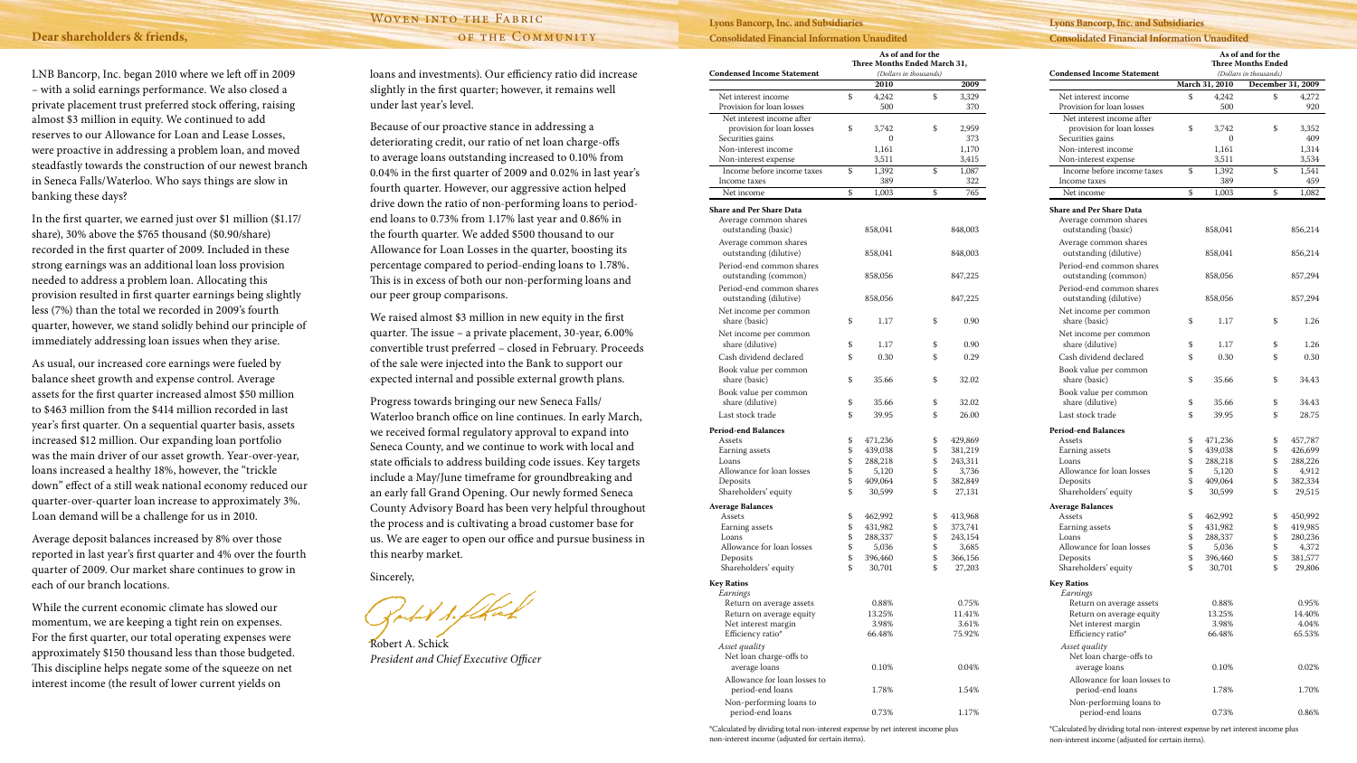## Dear shareholders & friends,

# Woven into the Fabric of the Community

LNB Bancorp, Inc. began 2010 where we left off in 2009 – with a solid earnings performance. We also closed a private placement trust preferred stock offering, raising almost $3 million in equity. We continued to add reserves to our Allowance for Loan and Lease Losses, were proactive in addressing a problem loan, and moved steadfastly towards the construction of our newest branch in Seneca Falls/Waterloo. Who says things are slow in banking these days?

In the first quarter, we earned just over $1 million ($1.17/share), 30% above the $765 thousand ($0.90/share) recorded in the first quarter of 2009. Included in these strong earnings was an additional loan loss provision needed to address a problem loan. Allocating this provision resulted in first quarter earnings being slightly less (7%) than the total we recorded in 2009's fourth quarter, however, we stand solidly behind our principle of immediately addressing loan issues when they arise.

As usual, our increased core earnings were fueled by balance sheet growth and expense control. Average assets for the first quarter increased almost $50 million to $463 million from the $414 million recorded in last year's first quarter. On a sequential quarter basis, assets increased $12 million. Our expanding loan portfolio was the main driver of our asset growth. Year-over-year, loans increased a healthy 18%, however, the "trickle down" effect of a still weak national economy reduced our quarter-over-quarter loan increase to approximately 3%. Loan demand will be a challenge for us in 2010.

Average deposit balances increased by 8% over those reported in last year's first quarter and 4% over the fourth quarter of 2009. Our market share continues to grow in each of our branch locations.

While the current economic climate has slowed our momentum, we are keeping a tight rein on expenses. For the first quarter, our total operating expenses were approximately $150 thousand less than those budgeted. This discipline helps negate some of the squeeze on net interest income (the result of lower current yields on loans and investments). Our efficiency ratio did increase slightly in the first quarter; however, it remains well under last year's level.

Because of our proactive stance in addressing a deteriorating credit, our ratio of net loan charge-offs to average loans outstanding increased to 0.10% from 0.04% in the first quarter of 2009 and 0.02% in last year's fourth quarter. However, our aggressive action helped drive down the ratio of non-performing loans to period-end loans to 0.73% from 1.17% last year and 0.86% in the fourth quarter. We added $500 thousand to our Allowance for Loan Losses in the quarter, boosting its percentage compared to period-ending loans to 1.78%. This is in excess of both our non-performing loans and our peer group comparisons.

We raised almost $3 million in new equity in the first quarter. The issue – a private placement, 30-year, 6.00% convertible trust preferred – closed in February. Proceeds of the sale were injected into the Bank to support our expected internal and possible external growth plans.

Progress towards bringing our new Seneca Falls/Waterloo branch office on line continues. In early March, we received formal regulatory approval to expand into Seneca County, and we continue to work with local and state officials to address building code issues. Key targets include a May/June timeframe for groundbreaking and an early fall Grand Opening. Our newly formed Seneca County Advisory Board has been very helpful throughout the process and is cultivating a broad customer base for us. We are eager to open our office and pursue business in this nearby market.

Sincerely,

Robert A. Schick
*President and Chief Executive Officer*

## Lyons Bancorp, Inc. and Subsidiaries
### Consolidated Financial Information Unaudited

| Condensed Income Statement | As of and for the Three Months Ended March 31, 2010 | 2009 |
|---|---|---|
| | *(Dollars in thousands)* | |
| Net interest income | $ 4,242 | $ 3,329 |
| Provision for loan losses | 500 | 370 |
| Net interest income after provision for loan losses | $ 3,742 | $ 2,959 |
| Securities gains | 0 | 373 |
| Non-interest income | 1,161 | 1,170 |
| Non-interest expense | 3,511 | 3,415 |
| Income before income taxes | $ 1,392 | $ 1,087 |
| Income taxes | 389 | 322 |
| Net income | $ 1,003 | $ 765 |
| **Share and Per Share Data** | | |
| Average common shares outstanding (basic) | 858,041 | 848,003 |
| Average common shares outstanding (dilutive) | 858,041 | 848,003 |
| Period-end common shares outstanding (common) | 858,056 | 847,225 |
| Period-end common shares outstanding (dilutive) | 858,056 | 847,225 |
| Net income per common share (basic) | $ 1.17 | $ 0.90 |
| Net income per common share (dilutive) | $ 1.17 | $ 0.90 |
| Cash dividend declared | $ 0.30 | $ 0.29 |
| Book value per common share (basic) | $ 35.66 | $ 32.02 |
| Book value per common share (dilutive) | $ 35.66 | $ 32.02 |
| Last stock trade | $ 39.95 | $ 26.00 |
| **Period-end Balances** | | |
| Assets | $ 471,236 | $ 429,869 |
| Earning assets | $ 439,038 | $ 381,219 |
| Loans | $ 288,218 | $ 243,311 |
| Allowance for loan losses | $ 5,120 | $ 3,736 |
| Deposits | $ 409,064 | $ 382,849 |
| Shareholders' equity | $ 30,599 | $ 27,131 |
| **Average Balances** | | |
| Assets | $ 462,992 | $ 413,968 |
| Earning assets | $ 431,982 | $ 373,741 |
| Loans | $ 288,337 | $ 243,154 |
| Allowance for loan losses | $ 5,036 | $ 3,685 |
| Deposits | $ 396,460 | $ 366,156 |
| Shareholders' equity | $ 30,701 | $ 27,203 |
| **Key Ratios** | | |
| *Earnings* | | |
| Return on average assets | 0.88% | 0.75% |
| Return on average equity | 13.25% | 11.41% |
| Net interest margin | 3.98% | 3.61% |
| Efficiency ratio* | 66.48% | 75.92% |
| *Asset quality* | | |
| Net loan charge-offs to average loans | 0.10% | 0.04% |
| Allowance for loan losses to period-end loans | 1.78% | 1.54% |
| Non-performing loans to period-end loans | 0.73% | 1.17% |

*Calculated by dividing total non-interest expense by net interest income plus non-interest income (adjusted for certain items).

## Lyons Bancorp, Inc. and Subsidiaries
### Consolidated Financial Information Unaudited

| Condensed Income Statement | As of and for the Three Months Ended March 31, 2010 | December 31, 2009 |
|---|---|---|
| | *(Dollars in thousands)* | |
| Net interest income | $ 4,242 | $ 4,272 |
| Provision for loan losses | 500 | 920 |
| Net interest income after provision for loan losses | $ 3,742 | $ 3,352 |
| Securities gains | 0 | 409 |
| Non-interest income | 1,161 | 1,314 |
| Non-interest expense | 3,511 | 3,534 |
| Income before income taxes | $ 1,392 | $ 1,541 |
| Income taxes | 389 | 459 |
| Net income | $ 1,003 | $ 1,082 |
| **Share and Per Share Data** | | |
| Average common shares outstanding (basic) | 858,041 | 856,214 |
| Average common shares outstanding (dilutive) | 858,041 | 856,214 |
| Period-end common shares outstanding (common) | 858,056 | 857,294 |
| Period-end common shares outstanding (dilutive) | 858,056 | 857,294 |
| Net income per common share (basic) | $ 1.17 | $ 1.26 |
| Net income per common share (dilutive) | $ 1.17 | $ 1.26 |
| Cash dividend declared | $ 0.30 | $ 0.30 |
| Book value per common share (basic) | $ 35.66 | $ 34.43 |
| Book value per common share (dilutive) | $ 35.66 | $ 34.43 |
| Last stock trade | $ 39.95 | $ 28.75 |
| **Period-end Balances** | | |
| Assets | $ 471,236 | $ 457,787 |
| Earning assets | $ 439,038 | $ 426,699 |
| Loans | $ 288,218 | $ 288,226 |
| Allowance for loan losses | $ 5,120 | $ 4,912 |
| Deposits | $ 409,064 | $ 382,334 |
| Shareholders' equity | $ 30,599 | $ 29,515 |
| **Average Balances** | | |
| Assets | $ 462,992 | $ 450,992 |
| Earning assets | $ 431,982 | $ 419,985 |
| Loans | $ 288,337 | $ 280,236 |
| Allowance for loan losses | $ 5,036 | $ 4,372 |
| Deposits | $ 396,460 | $ 381,577 |
| Shareholders' equity | $ 30,701 | $ 29,806 |
| **Key Ratios** | | |
| *Earnings* | | |
| Return on average assets | 0.88% | 0.95% |
| Return on average equity | 13.25% | 14.40% |
| Net interest margin | 3.98% | 4.04% |
| Efficiency ratio* | 66.48% | 65.53% |
| *Asset quality* | | |
| Net loan charge-offs to average loans | 0.10% | 0.02% |
| Allowance for loan losses to period-end loans | 1.78% | 1.70% |
| Non-performing loans to period-end loans | 0.73% | 0.86% |

*Calculated by dividing total non-interest expense by net interest income plus non-interest income (adjusted for certain items).